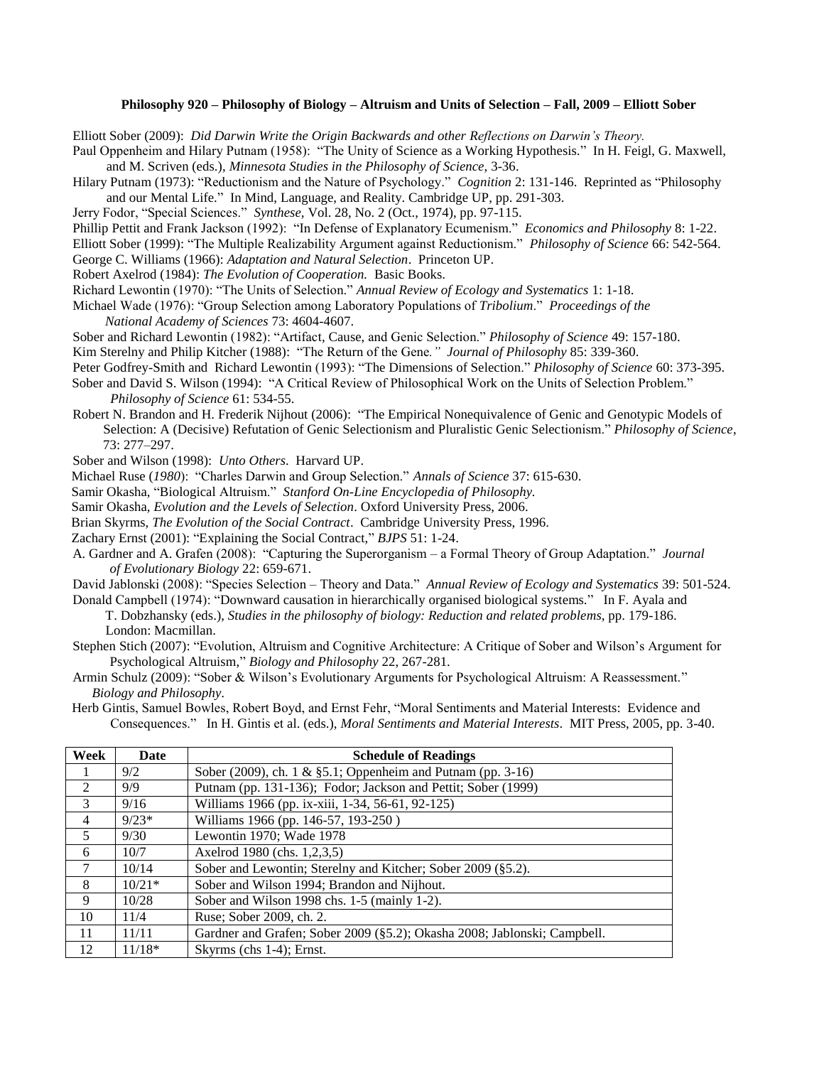**Philosophy 920 – Philosophy of Biology – Altruism and Units of Selection – Fall, 2009 – Elliott Sober**

Elliott Sober (2009): *Did Darwin Write the Origin Backwards and other Reflections on Darwin's Theory.*

Paul Oppenheim and Hilary Putnam (1958): "The Unity of Science as a Working Hypothesis." In H. Feigl, G. Maxwell, and M. Scriven (eds.), *Minnesota Studies in the Philosophy of Science*, 3-36.

Hilary Putnam (1973): "Reductionism and the Nature of Psychology." *Cognition* 2: 131-146. Reprinted as "Philosophy and our Mental Life." In Mind, Language, and Reality. Cambridge UP, pp. 291-303.

Jerry Fodor, "Special Sciences." *Synthese,* Vol. 28, No. 2 (Oct., 1974), pp. 97-115.

Phillip Pettit and Frank Jackson (1992): "In Defense of Explanatory Ecumenism." *Economics and Philosophy* 8: 1-22.

Elliott Sober (1999): "The Multiple Realizability Argument against Reductionism." *Philosophy of Science* 66: 542-564.

George C. Williams (1966): *Adaptation and Natural Selection*. Princeton UP.

Robert Axelrod (1984): *The Evolution of Cooperation.* Basic Books.

Richard Lewontin (1970): "The Units of Selection." *Annual Review of Ecology and Systematics* 1: 1-18.

Michael Wade (1976): "Group Selection among Laboratory Populations of *Tribolium*." *Proceedings of the National Academy of Sciences* 73: 4604-4607.

Sober and Richard Lewontin (1982): "Artifact, Cause, and Genic Selection." *Philosophy of Science* 49: 157-180.

Kim Sterelny and Philip Kitcher (1988): "The Return of the Gene*." Journal of Philosophy* 85: 339-360.

Peter Godfrey-Smith and Richard Lewontin (1993): "The Dimensions of Selection." *Philosophy of Science* 60: 373-395.

Sober and David S. Wilson (1994): "A Critical Review of Philosophical Work on the Units of Selection Problem." *Philosophy of Science* 61: 534-55.

Robert N. Brandon and H. Frederik Nijhout (2006): "The Empirical Nonequivalence of Genic and Genotypic Models of Selection: A (Decisive) Refutation of Genic Selectionism and Pluralistic Genic Selectionism." *Philosophy of Science*, 73: 277–297.

Sober and Wilson (1998): *Unto Others*. Harvard UP.

Michael Ruse (*1980*): "Charles Darwin and Group Selection." *Annals of Science* 37: 615-630.

Samir Okasha, "Biological Altruism." *Stanford On-Line Encyclopedia of Philosophy.*

Samir Okasha, *Evolution and the Levels of Selection*. Oxford University Press, 2006.

Brian Skyrms, *The Evolution of the Social Contract*. Cambridge University Press, 1996.

Zachary Ernst (2001): "Explaining the Social Contract," *BJPS* 51: 1-24.

A. Gardner and A. Grafen (2008): "Capturing the Superorganism – a Formal Theory of Group Adaptation." *Journal of Evolutionary Biology* 22: 659-671.

David Jablonski (2008): "Species Selection – Theory and Data." *Annual Review of Ecology and Systematics* 39: 501-524.

Donald Campbell (1974): "Downward causation in hierarchically organised biological systems." In F. Ayala and T. Dobzhansky (eds.), *Studies in the philosophy of biology: Reduction and related problems*, pp. 179-186. London: Macmillan.

Stephen Stich (2007): "Evolution, Altruism and Cognitive Architecture: A Critique of Sober and Wilson's Argument for Psychological Altruism," *Biology and Philosophy* 22, 267-281.

Armin Schulz (2009): "Sober & Wilson's Evolutionary Arguments for Psychological Altruism: A Reassessment." *Biology and Philosophy*.

Herb Gintis, Samuel Bowles, Robert Boyd, and Ernst Fehr, "Moral Sentiments and Material Interests: Evidence and Consequences." In H. Gintis et al. (eds.), *Moral Sentiments and Material Interests*. MIT Press, 2005, pp. 3-40.

| Week | Date | Schedule of Readings |
|---|---|---|
| 1 | 9/2 | Sober (2009), ch. 1 & §5.1; Oppenheim and Putnam (pp. 3-16) |
| 2 | 9/9 | Putnam (pp. 131-136); Fodor; Jackson and Pettit; Sober (1999) |
| 3 | 9/16 | Williams 1966 (pp. ix-xiii, 1-34, 56-61, 92-125) |
| 4 | 9/23* | Williams 1966 (pp. 146-57, 193-250 ) |
| 5 | 9/30 | Lewontin 1970; Wade 1978 |
| 6 | 10/7 | Axelrod 1980 (chs. 1,2,3,5) |
| 7 | 10/14 | Sober and Lewontin; Sterelny and Kitcher; Sober 2009 (§5.2). |
| 8 | 10/21* | Sober and Wilson 1994; Brandon and Nijhout. |
| 9 | 10/28 | Sober and Wilson 1998 chs. 1-5 (mainly 1-2). |
| 10 | 11/4 | Ruse; Sober 2009, ch. 2. |
| 11 | 11/11 | Gardner and Grafen; Sober 2009 (§5.2); Okasha 2008; Jablonski; Campbell. |
| 12 | 11/18* | Skyrms (chs 1-4); Ernst. |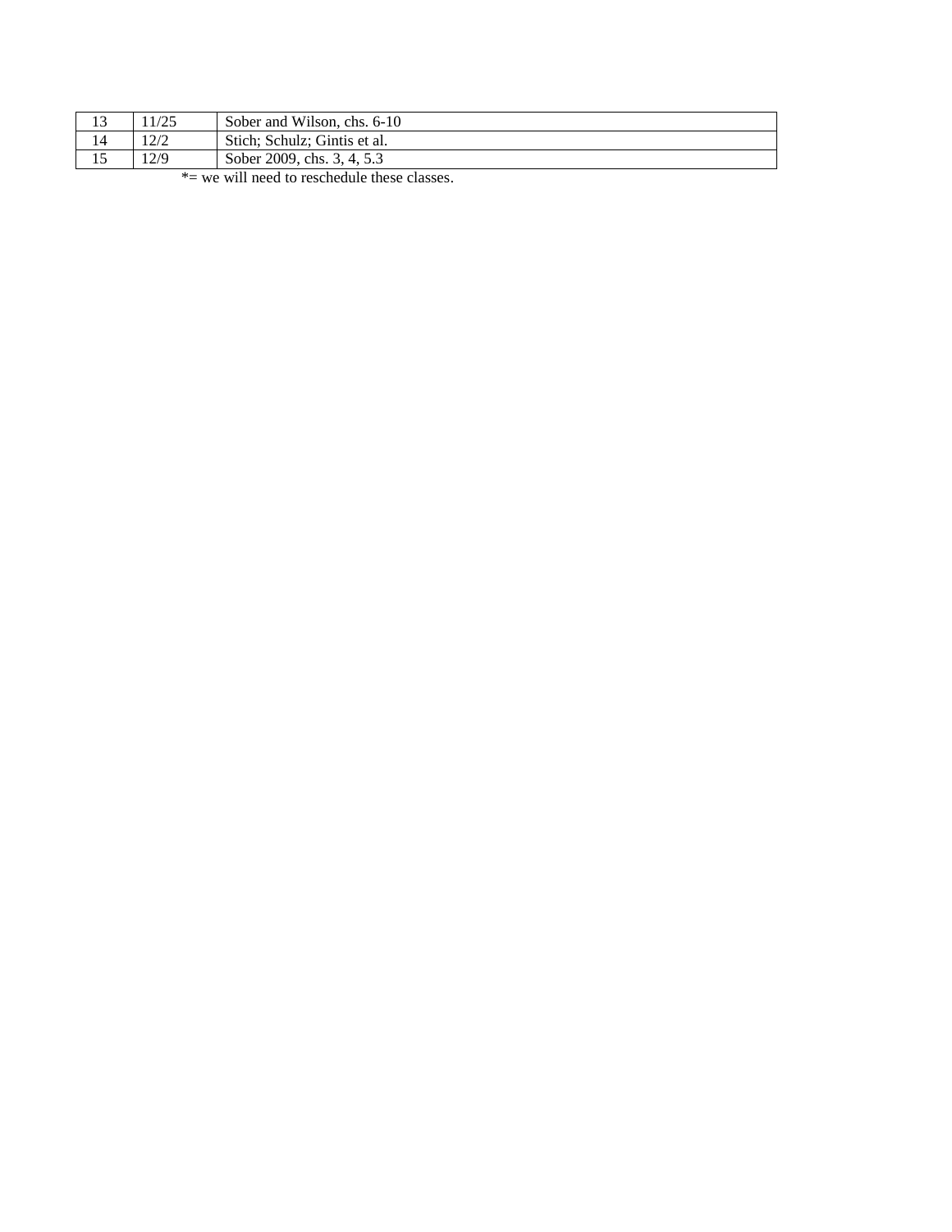| | | |
|---|---|---|
| 13 | 11/25 | Sober and Wilson, chs. 6-10 |
| 14 | 12/2 | Stich; Schulz; Gintis et al. |
| 15 | 12/9 | Sober 2009, chs. 3, 4, 5.3 |

*= we will need to reschedule these classes.